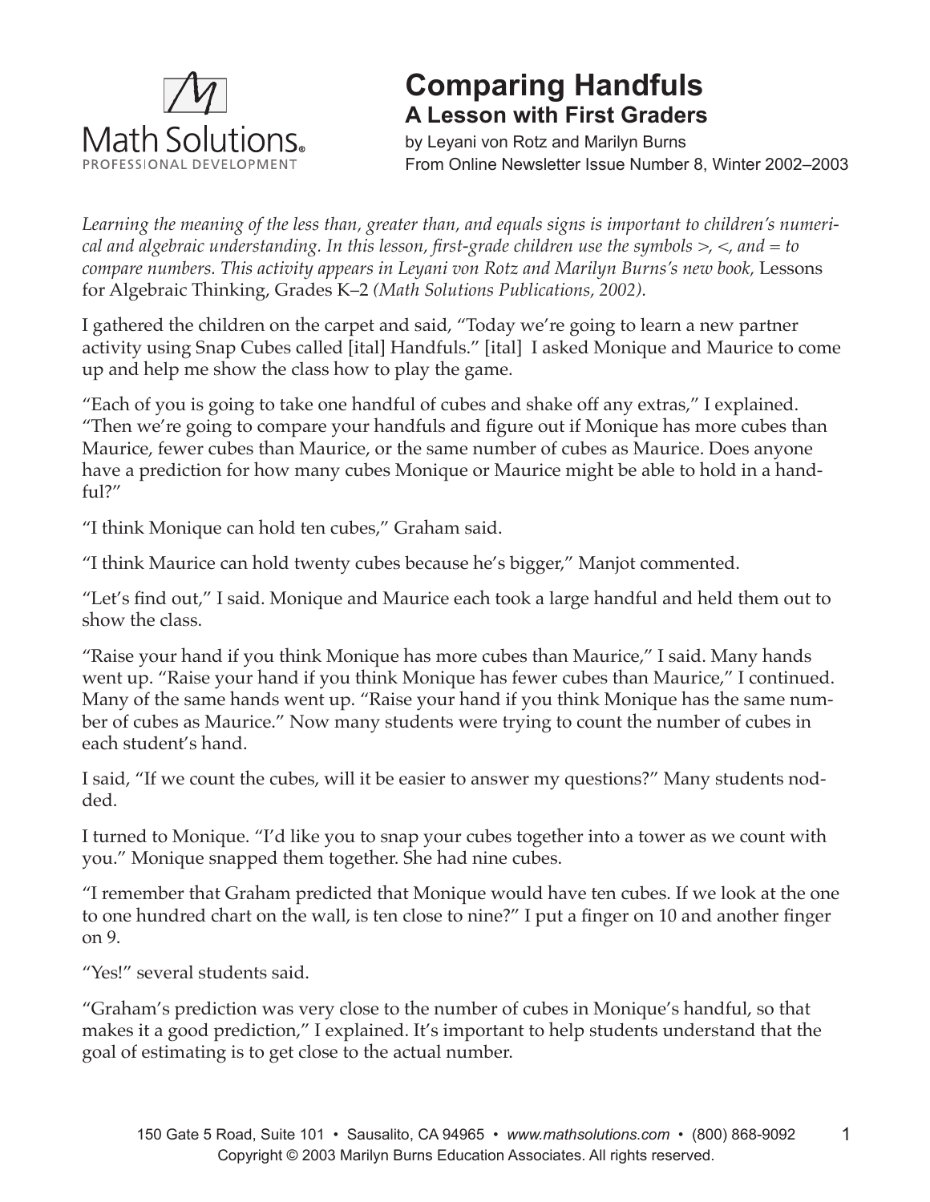Math Solutions®
PROFESSIONAL DEVELOPMENT

# Comparing Handfuls

## A Lesson with First Graders

by Leyani von Rotz and Marilyn Burns
From Online Newsletter Issue Number 8, Winter 2002–2003

*Learning the meaning of the less than, greater than, and equals signs is important to children's numerical and algebraic understanding. In this lesson, first-grade children use the symbols >, <, and = to compare numbers. This activity appears in Leyani von Rotz and Marilyn Burns's new book,* Lessons for Algebraic Thinking, Grades K–2 *(Math Solutions Publications, 2002).*

I gathered the children on the carpet and said, "Today we're going to learn a new partner activity using Snap Cubes called [ital] Handfuls." [ital] I asked Monique and Maurice to come up and help me show the class how to play the game.

"Each of you is going to take one handful of cubes and shake off any extras," I explained. "Then we're going to compare your handfuls and figure out if Monique has more cubes than Maurice, fewer cubes than Maurice, or the same number of cubes as Maurice. Does anyone have a prediction for how many cubes Monique or Maurice might be able to hold in a handful?"

"I think Monique can hold ten cubes," Graham said.

"I think Maurice can hold twenty cubes because he's bigger," Manjot commented.

"Let's find out," I said. Monique and Maurice each took a large handful and held them out to show the class.

"Raise your hand if you think Monique has more cubes than Maurice," I said. Many hands went up. "Raise your hand if you think Monique has fewer cubes than Maurice," I continued. Many of the same hands went up. "Raise your hand if you think Monique has the same number of cubes as Maurice." Now many students were trying to count the number of cubes in each student's hand.

I said, "If we count the cubes, will it be easier to answer my questions?" Many students nodded.

I turned to Monique. "I'd like you to snap your cubes together into a tower as we count with you." Monique snapped them together. She had nine cubes.

"I remember that Graham predicted that Monique would have ten cubes. If we look at the one to one hundred chart on the wall, is ten close to nine?" I put a finger on 10 and another finger on 9.

"Yes!" several students said.

"Graham's prediction was very close to the number of cubes in Monique's handful, so that makes it a good prediction," I explained. It's important to help students understand that the goal of estimating is to get close to the actual number.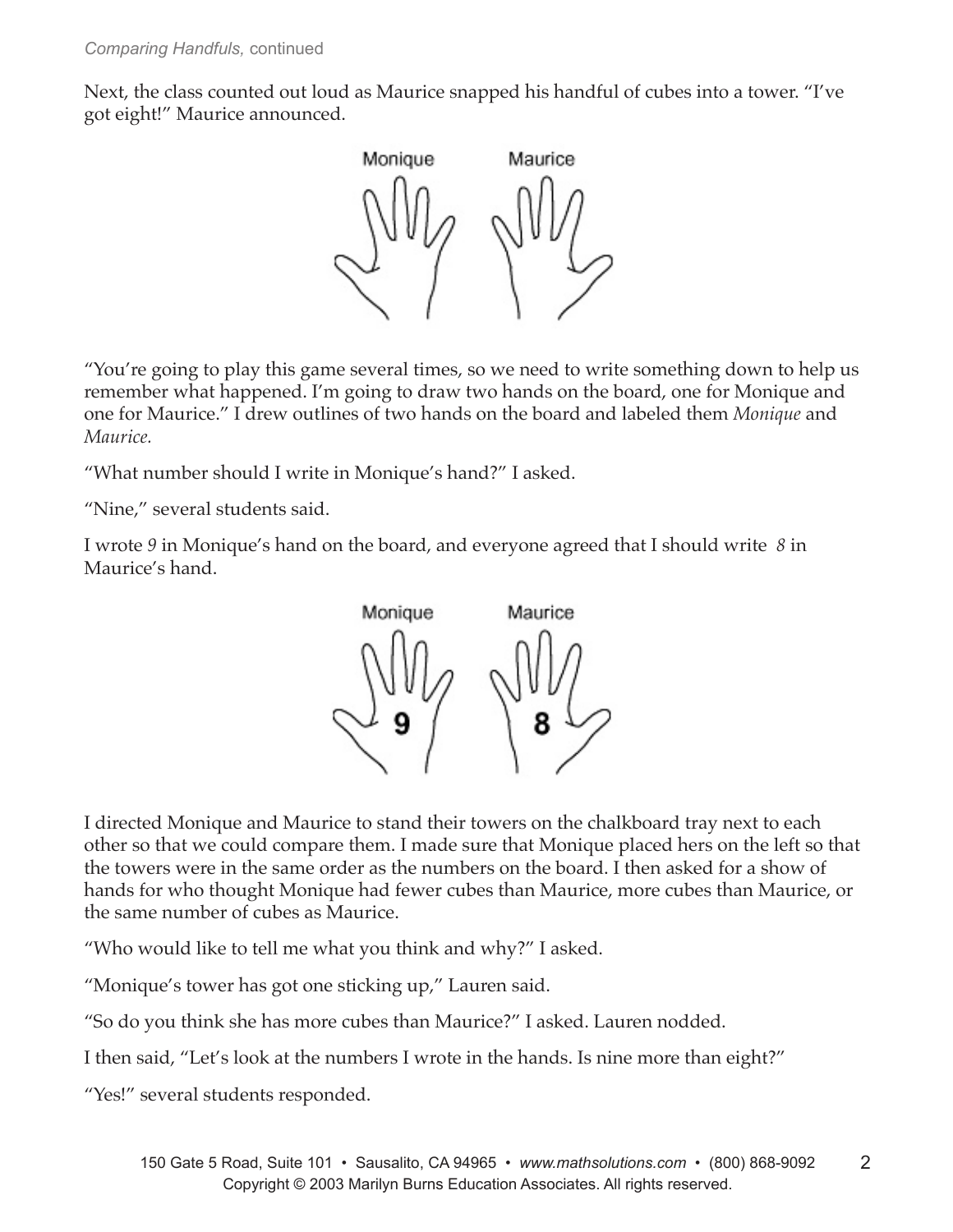Next, the class counted out loud as Maurice snapped his handful of cubes into a tower. "I've got eight!" Maurice announced.

Monique Maurice

"You're going to play this game several times, so we need to write something down to help us remember what happened. I'm going to draw two hands on the board, one for Monique and one for Maurice." I drew outlines of two hands on the board and labeled them *Monique* and *Maurice.*

"What number should I write in Monique's hand?" I asked.

"Nine," several students said.

I wrote *9* in Monique's hand on the board, and everyone agreed that I should write *8* in Maurice's hand.

Monique Maurice

9 8

I directed Monique and Maurice to stand their towers on the chalkboard tray next to each other so that we could compare them. I made sure that Monique placed hers on the left so that the towers were in the same order as the numbers on the board. I then asked for a show of hands for who thought Monique had fewer cubes than Maurice, more cubes than Maurice, or the same number of cubes as Maurice.

"Who would like to tell me what you think and why?" I asked.

"Monique's tower has got one sticking up," Lauren said.

"So do you think she has more cubes than Maurice?" I asked. Lauren nodded.

I then said, "Let's look at the numbers I wrote in the hands. Is nine more than eight?"

"Yes!" several students responded.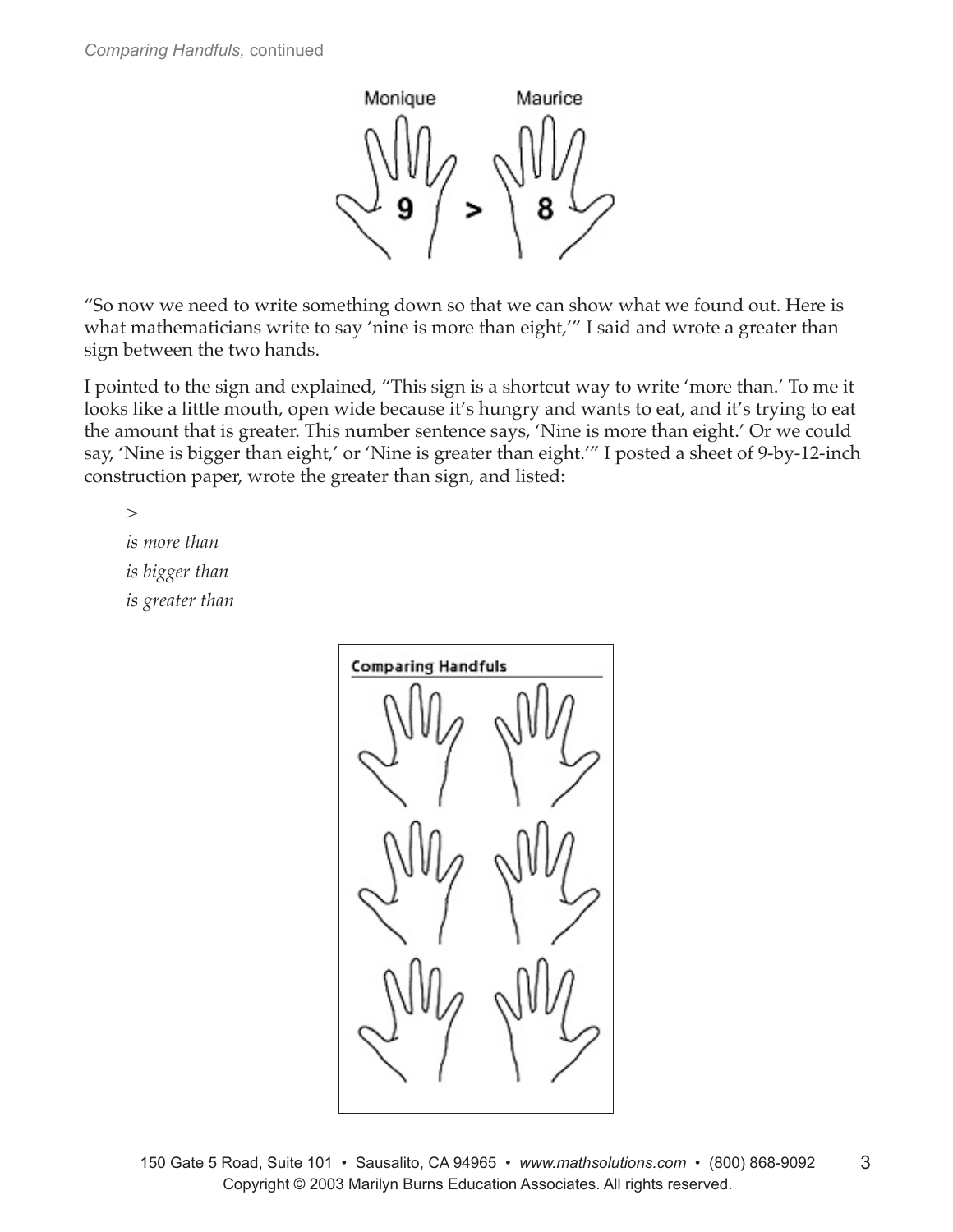“So now we need to write something down so that we can show what we found out. Here is what mathematicians write to say ‘nine is more than eight,’” I said and wrote a greater than sign between the two hands.

I pointed to the sign and explained, “This sign is a shortcut way to write ‘more than.’ To me it looks like a little mouth, open wide because it’s hungry and wants to eat, and it’s trying to eat the amount that is greater. This number sentence says, ‘Nine is more than eight.’ Or we could say, ‘Nine is bigger than eight,’ or ‘Nine is greater than eight.’” I posted a sheet of 9-by-12-inch construction paper, wrote the greater than sign, and listed:

>

*is more than*

*is bigger than*

*is greater than*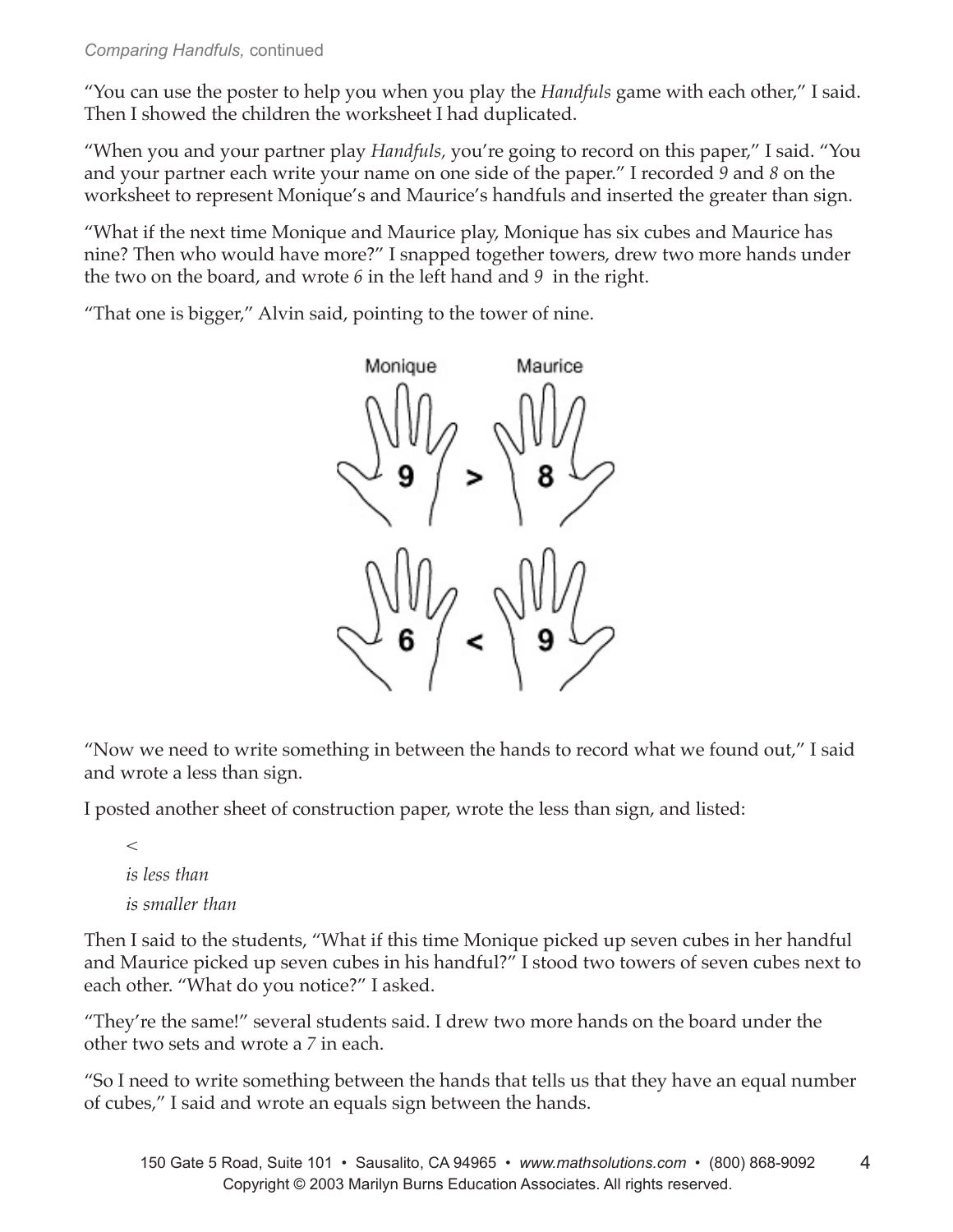"You can use the poster to help you when you play the *Handfuls* game with each other," I said. Then I showed the children the worksheet I had duplicated.

"When you and your partner play *Handfuls,* you're going to record on this paper," I said. "You and your partner each write your name on one side of the paper." I recorded *9* and *8* on the worksheet to represent Monique's and Maurice's handfuls and inserted the greater than sign.

"What if the next time Monique and Maurice play, Monique has six cubes and Maurice has nine? Then who would have more?" I snapped together towers, drew two more hands under the two on the board, and wrote *6* in the left hand and *9* in the right.

"That one is bigger," Alvin said, pointing to the tower of nine.

Monique

Maurice

9 > 8

6 < 9

"Now we need to write something in between the hands to record what we found out," I said and wrote a less than sign.

I posted another sheet of construction paper, wrote the less than sign, and listed:

<
*is less than*
*is smaller than*

Then I said to the students, "What if this time Monique picked up seven cubes in her handful and Maurice picked up seven cubes in his handful?" I stood two towers of seven cubes next to each other. "What do you notice?" I asked.

"They're the same!" several students said. I drew two more hands on the board under the other two sets and wrote a *7* in each.

"So I need to write something between the hands that tells us that they have an equal number of cubes," I said and wrote an equals sign between the hands.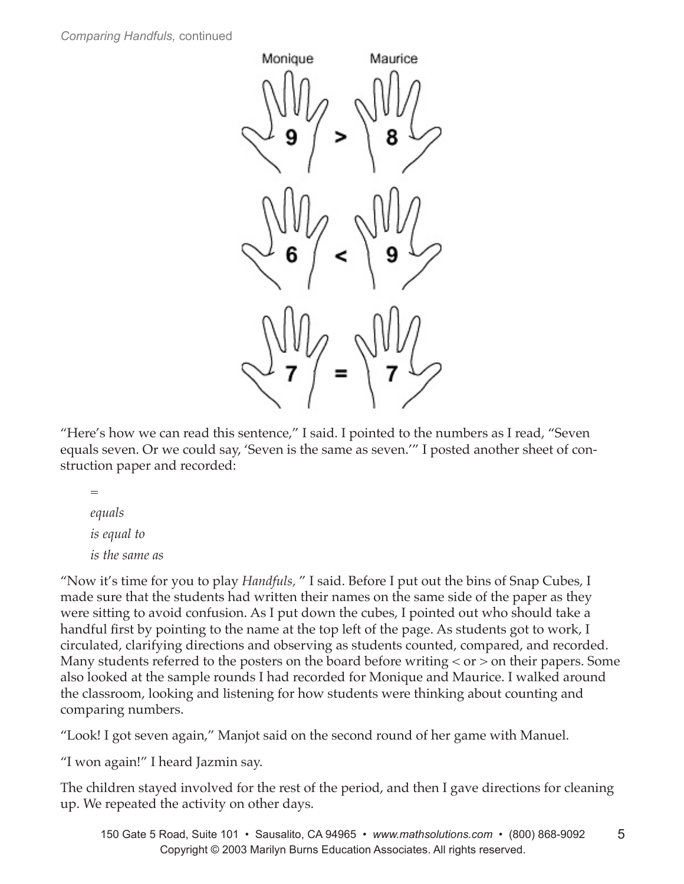*Comparing Handfuls,* continued

Monique

Maurice

9 > 8

6 < 9

7 = 7

"Here's how we can read this sentence," I said. I pointed to the numbers as I read, "Seven equals seven. Or we could say, 'Seven is the same as seven.'" I posted another sheet of construction paper and recorded:

> =
>
> *equals*
>
> *is equal to*
>
> *is the same as*

"Now it's time for you to play *Handfuls,* " I said. Before I put out the bins of Snap Cubes, I made sure that the students had written their names on the same side of the paper as they were sitting to avoid confusion. As I put down the cubes, I pointed out who should take a handful first by pointing to the name at the top left of the page. As students got to work, I circulated, clarifying directions and observing as students counted, compared, and recorded. Many students referred to the posters on the board before writing < or > on their papers. Some also looked at the sample rounds I had recorded for Monique and Maurice. I walked around the classroom, looking and listening for how students were thinking about counting and comparing numbers.

"Look! I got seven again," Manjot said on the second round of her game with Manuel.

"I won again!" I heard Jazmin say.

The children stayed involved for the rest of the period, and then I gave directions for cleaning up. We repeated the activity on other days.

150 Gate 5 Road, Suite 101 • Sausalito, CA 94965 • *www.mathsolutions.com* • (800) 868-9092
Copyright © 2003 Marilyn Burns Education Associates. All rights reserved.